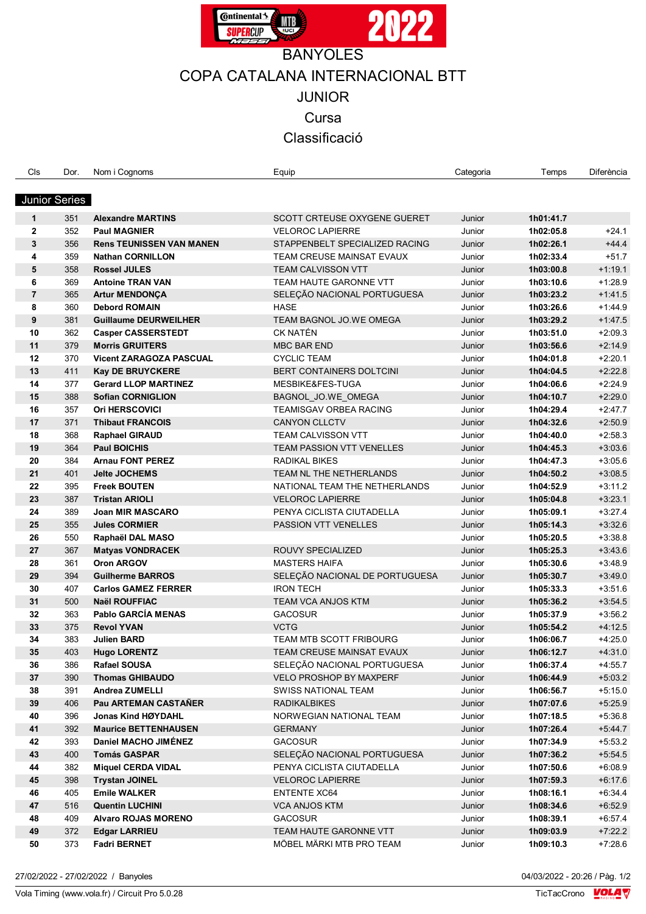# BANYOLES

## COPA CATALANA INTERNACIONAL BTT

## JUNIOR

## Cursa

## Classificació

| Cls | Dor. | Nom i Cognoms | Equip | Categoria | Temps | Diferència |
|---|---|---|---|---|---|---|
| **Junior Series** | | | | | | |
| **1** | 351 | **Alexandre MARTINS** | SCOTT CRTEUSE OXYGENE GUERET | Junior | **1h01:41.7** | |
| **2** | 352 | **Paul MAGNIER** | VELOROC LAPIERRE | Junior | **1h02:05.8** | +24.1 |
| **3** | 356 | **Rens TEUNISSEN VAN MANEN** | STAPPENBELT SPECIALIZED RACING | Junior | **1h02:26.1** | +44.4 |
| **4** | 359 | **Nathan CORNILLON** | TEAM CREUSE MAINSAT EVAUX | Junior | **1h02:33.4** | +51.7 |
| **5** | 358 | **Rossel JULES** | TEAM CALVISSON VTT | Junior | **1h03:00.8** | +1:19.1 |
| **6** | 369 | **Antoine TRAN VAN** | TEAM HAUTE GARONNE VTT | Junior | **1h03:10.6** | +1:28.9 |
| **7** | 365 | **Artur MENDONÇA** | SELEÇÃO NACIONAL PORTUGUESA | Junior | **1h03:23.2** | +1:41.5 |
| **8** | 360 | **Debord ROMAIN** | HASE | Junior | **1h03:26.6** | +1:44.9 |
| **9** | 381 | **Guillaume DEURWEILHER** | TEAM BAGNOL JO.WE OMEGA | Junior | **1h03:29.2** | +1:47.5 |
| **10** | 362 | **Casper CASSERSTEDT** | CK NATÉN | Junior | **1h03:51.0** | +2:09.3 |
| **11** | 379 | **Morris GRUITERS** | MBC BAR END | Junior | **1h03:56.6** | +2:14.9 |
| **12** | 370 | **Vicent ZARAGOZA PASCUAL** | CYCLIC TEAM | Junior | **1h04:01.8** | +2:20.1 |
| **13** | 411 | **Kay DE BRUYCKERE** | BERT CONTAINERS DOLTCINI | Junior | **1h04:04.5** | +2:22.8 |
| **14** | 377 | **Gerard LLOP MARTINEZ** | MESBIKE&FES-TUGA | Junior | **1h04:06.6** | +2:24.9 |
| **15** | 388 | **Sofian CORNIGLION** | BAGNOL_JO.WE_OMEGA | Junior | **1h04:10.7** | +2:29.0 |
| **16** | 357 | **Ori HERSCOVICI** | TEAMISGAV ORBEA RACING | Junior | **1h04:29.4** | +2:47.7 |
| **17** | 371 | **Thibaut FRANCOIS** | CANYON CLLCTV | Junior | **1h04:32.6** | +2:50.9 |
| **18** | 368 | **Raphael GIRAUD** | TEAM CALVISSON VTT | Junior | **1h04:40.0** | +2:58.3 |
| **19** | 364 | **Paul BOICHIS** | TEAM PASSION VTT VENELLES | Junior | **1h04:45.3** | +3:03.6 |
| **20** | 384 | **Arnau FONT PEREZ** | RADIKAL BIKES | Junior | **1h04:47.3** | +3:05.6 |
| **21** | 401 | **Jelte JOCHEMS** | TEAM NL THE NETHERLANDS | Junior | **1h04:50.2** | +3:08.5 |
| **22** | 395 | **Freek BOUTEN** | NATIONAL TEAM THE NETHERLANDS | Junior | **1h04:52.9** | +3:11.2 |
| **23** | 387 | **Tristan ARIOLI** | VELOROC LAPIERRE | Junior | **1h05:04.8** | +3:23.1 |
| **24** | 389 | **Joan MIR MASCARO** | PENYA CICLISTA CIUTADELLA | Junior | **1h05:09.1** | +3:27.4 |
| **25** | 355 | **Jules CORMIER** | PASSION VTT VENELLES | Junior | **1h05:14.3** | +3:32.6 |
| **26** | 550 | **Raphaël DAL MASO** | | Junior | **1h05:20.5** | +3:38.8 |
| **27** | 367 | **Matyas VONDRACEK** | ROUVY SPECIALIZED | Junior | **1h05:25.3** | +3:43.6 |
| **28** | 361 | **Oron ARGOV** | MASTERS HAIFA | Junior | **1h05:30.6** | +3:48.9 |
| **29** | 394 | **Guilherme BARROS** | SELEÇÃO NACIONAL DE PORTUGUESA | Junior | **1h05:30.7** | +3:49.0 |
| **30** | 407 | **Carlos GAMEZ FERRER** | IRON TECH | Junior | **1h05:33.3** | +3:51.6 |
| **31** | 500 | **Naël ROUFFIAC** | TEAM VCA ANJOS KTM | Junior | **1h05:36.2** | +3:54.5 |
| **32** | 363 | **Pablo GARCÍA MENAS** | GACOSUR | Junior | **1h05:37.9** | +3:56.2 |
| **33** | 375 | **Revol YVAN** | VCTG | Junior | **1h05:54.2** | +4:12.5 |
| **34** | 383 | **Julien BARD** | TEAM MTB SCOTT FRIBOURG | Junior | **1h06:06.7** | +4:25.0 |
| **35** | 403 | **Hugo LORENTZ** | TEAM CREUSE MAINSAT EVAUX | Junior | **1h06:12.7** | +4:31.0 |
| **36** | 386 | **Rafael SOUSA** | SELEÇÃO NACIONAL PORTUGUESA | Junior | **1h06:37.4** | +4:55.7 |
| **37** | 390 | **Thomas GHIBAUDO** | VELO PROSHOP BY MAXPERF | Junior | **1h06:44.9** | +5:03.2 |
| **38** | 391 | **Andrea ZUMELLI** | SWISS NATIONAL TEAM | Junior | **1h06:56.7** | +5:15.0 |
| **39** | 406 | **Pau ARTEMAN CASTAÑER** | RADIKALBIKES | Junior | **1h07:07.6** | +5:25.9 |
| **40** | 396 | **Jonas Kind HØYDAHL** | NORWEGIAN NATIONAL TEAM | Junior | **1h07:18.5** | +5:36.8 |
| **41** | 392 | **Maurice BETTENHAUSEN** | GERMANY | Junior | **1h07:26.4** | +5:44.7 |
| **42** | 393 | **Daniel MACHO JIMÉNEZ** | GACOSUR | Junior | **1h07:34.9** | +5:53.2 |
| **43** | 400 | **Tomás GASPAR** | SELEÇÃO NACIONAL PORTUGUESA | Junior | **1h07:36.2** | +5:54.5 |
| **44** | 382 | **Miquel CERDA VIDAL** | PENYA CICLISTA CIUTADELLA | Junior | **1h07:50.6** | +6:08.9 |
| **45** | 398 | **Trystan JOINEL** | VELOROC LAPIERRE | Junior | **1h07:59.3** | +6:17.6 |
| **46** | 405 | **Emile WALKER** | ENTENTE XC64 | Junior | **1h08:16.1** | +6:34.4 |
| **47** | 516 | **Quentin LUCHINI** | VCA ANJOS KTM | Junior | **1h08:34.6** | +6:52.9 |
| **48** | 409 | **Alvaro ROJAS MORENO** | GACOSUR | Junior | **1h08:39.1** | +6:57.4 |
| **49** | 372 | **Edgar LARRIEU** | TEAM HAUTE GARONNE VTT | Junior | **1h09:03.9** | +7:22.2 |
| **50** | 373 | **Fadri BERNET** | MÖBEL MÄRKI MTB PRO TEAM | Junior | **1h09:10.3** | +7:28.6 |

27/02/2022 - 27/02/2022 / Banyoles

04/03/2022 - 20:26

Vola Timing (www.vola.fr) / Circuit Pro 5.0.28

TicTacCrono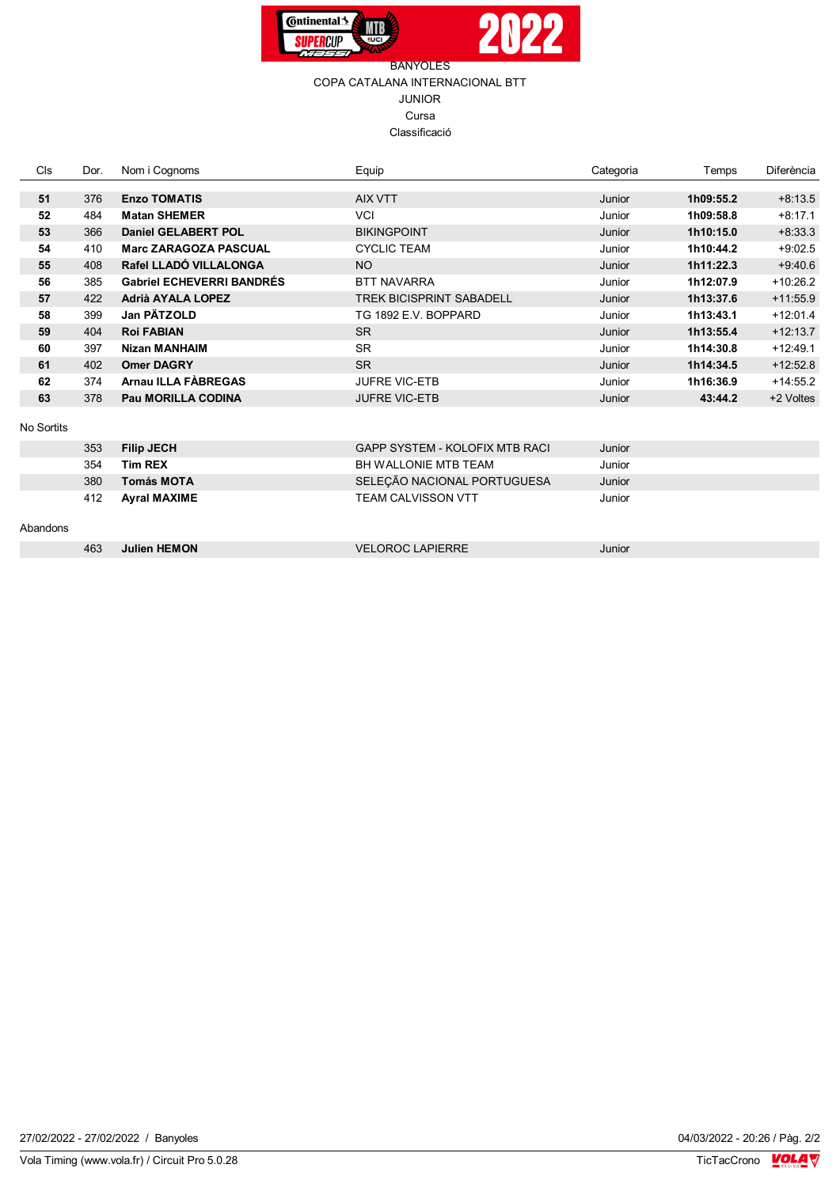BANYOLES
COPA CATALANA INTERNACIONAL BTT
JUNIOR
Cursa
Classificació

| Cls | Dor. | Nom i Cognoms | Equip | Categoria | Temps | Diferència |
|---|---|---|---|---|---|---|
| **51** | 376 | **Enzo TOMATIS** | AIX VTT | Junior | **1h09:55.2** | +8:13.5 |
| **52** | 484 | **Matan SHEMER** | VCI | Junior | **1h09:58.8** | +8:17.1 |
| **53** | 366 | **Daniel GELABERT POL** | BIKINGPOINT | Junior | **1h10:15.0** | +8:33.3 |
| **54** | 410 | **Marc ZARAGOZA PASCUAL** | CYCLIC TEAM | Junior | **1h10:44.2** | +9:02.5 |
| **55** | 408 | **Rafel LLADÓ VILLALONGA** | NO | Junior | **1h11:22.3** | +9:40.6 |
| **56** | 385 | **Gabriel ECHEVERRI BANDRÉS** | BTT NAVARRA | Junior | **1h12:07.9** | +10:26.2 |
| **57** | 422 | **Adrià AYALA LOPEZ** | TREK BICISPRINT SABADELL | Junior | **1h13:37.6** | +11:55.9 |
| **58** | 399 | **Jan PÄTZOLD** | TG 1892 E.V. BOPPARD | Junior | **1h13:43.1** | +12:01.4 |
| **59** | 404 | **Roi FABIAN** | SR | Junior | **1h13:55.4** | +12:13.7 |
| **60** | 397 | **Nizan MANHAIM** | SR | Junior | **1h14:30.8** | +12:49.1 |
| **61** | 402 | **Omer DAGRY** | SR | Junior | **1h14:34.5** | +12:52.8 |
| **62** | 374 | **Arnau ILLA FÀBREGAS** | JUFRE VIC-ETB | Junior | **1h16:36.9** | +14:55.2 |
| **63** | 378 | **Pau MORILLA CODINA** | JUFRE VIC-ETB | Junior | **43:44.2** | +2 Voltes |

No Sortits

| | | | | | | |
|---|---|---|---|---|---|---|
| | 353 | **Filip JECH** | GAPP SYSTEM - KOLOFIX MTB RACI | Junior | | |
| | 354 | **Tim REX** | BH WALLONIE MTB TEAM | Junior | | |
| | 380 | **Tomás MOTA** | SELEÇÃO NACIONAL PORTUGUESA | Junior | | |
| | 412 | **Ayral MAXIME** | TEAM CALVISSON VTT | Junior | | |

Abandons

| | | | | | | |
|---|---|---|---|---|---|---|
| | 463 | **Julien HEMON** | VELOROC LAPIERRE | Junior | | |

27/02/2022 - 27/02/2022 / Banyoles

04/03/2022 - 20:26

Vola Timing (www.vola.fr) / Circuit Pro 5.0.28

TicTacCrono